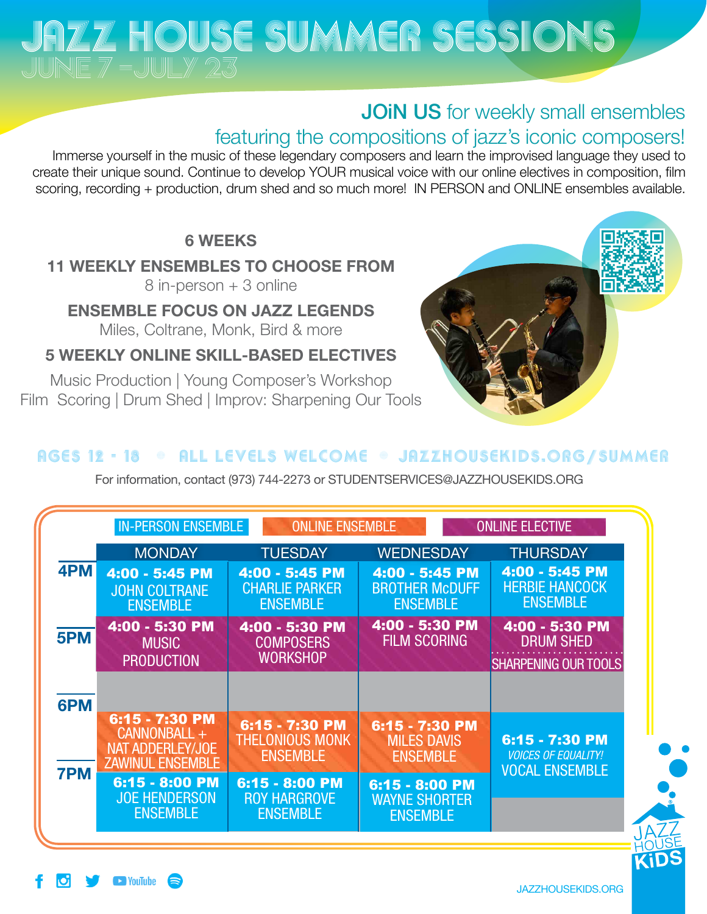# JAZZ HOUSE SUMMER SESSIONS

## JUNE 7 – JULY 23

**JOiN US** for weekly small ensembles featuring the compositions of jazz's iconic composers!

Immerse yourself in the music of these legendary composers and learn the improvised language they used to create their unique sound. Continue to develop YOUR musical voice with our online electives in composition, film scoring, recording + production, drum shed and so much more! IN PERSON and ONLINE ensembles available.

**6 WEEKS**

**11 WEEKLY ENSEMBLES TO CHOOSE FROM**
8 in-person + 3 online

**ENSEMBLE FOCUS ON JAZZ LEGENDS**
Miles, Coltrane, Monk, Bird & more

**5 WEEKLY ONLINE SKILL-BASED ELECTIVES**
Music Production | Young Composer's Workshop
Film Scoring | Drum Shed | Improv: Sharpening Our Tools

AGES 12 - 18 • ALL LEVELS WELCOME • JAZZHOUSEKIDS.ORG/SUMMER

For information, contact (973) 744-2273 or STUDENTSERVICES@JAZZHOUSEKIDS.ORG

Legend: IN-PERSON ENSEMBLE | ONLINE ENSEMBLE | ONLINE ELECTIVE

| | MONDAY | TUESDAY | WEDNESDAY | THURSDAY |
|---|---|---|---|---|
| 4PM | 4:00 - 5:45 PM JOHN COLTRANE ENSEMBLE | 4:00 - 5:45 PM CHARLIE PARKER ENSEMBLE | 4:00 - 5:45 PM BROTHER McDUFF ENSEMBLE | 4:00 - 5:45 PM HERBIE HANCOCK ENSEMBLE |
| 5PM | 4:00 - 5:30 PM MUSIC PRODUCTION | 4:00 - 5:30 PM COMPOSERS WORKSHOP | 4:00 - 5:30 PM FILM SCORING | 4:00 - 5:30 PM DRUM SHED / SHARPENING OUR TOOLS |
| 6PM | 6:15 - 7:30 PM CANNONBALL + NAT ADDERLEY/JOE ZAWINUL ENSEMBLE | 6:15 - 7:30 PM THELONIOUS MONK ENSEMBLE | 6:15 - 7:30 PM MILES DAVIS ENSEMBLE | 6:15 - 7:30 PM *VOICES OF EQUALITY!* VOCAL ENSEMBLE |
| 7PM | 6:15 - 8:00 PM JOE HENDERSON ENSEMBLE | 6:15 - 8:00 PM ROY HARGROVE ENSEMBLE | 6:15 - 8:00 PM WAYNE SHORTER ENSEMBLE | |

JAZZHOUSEKIDS.ORG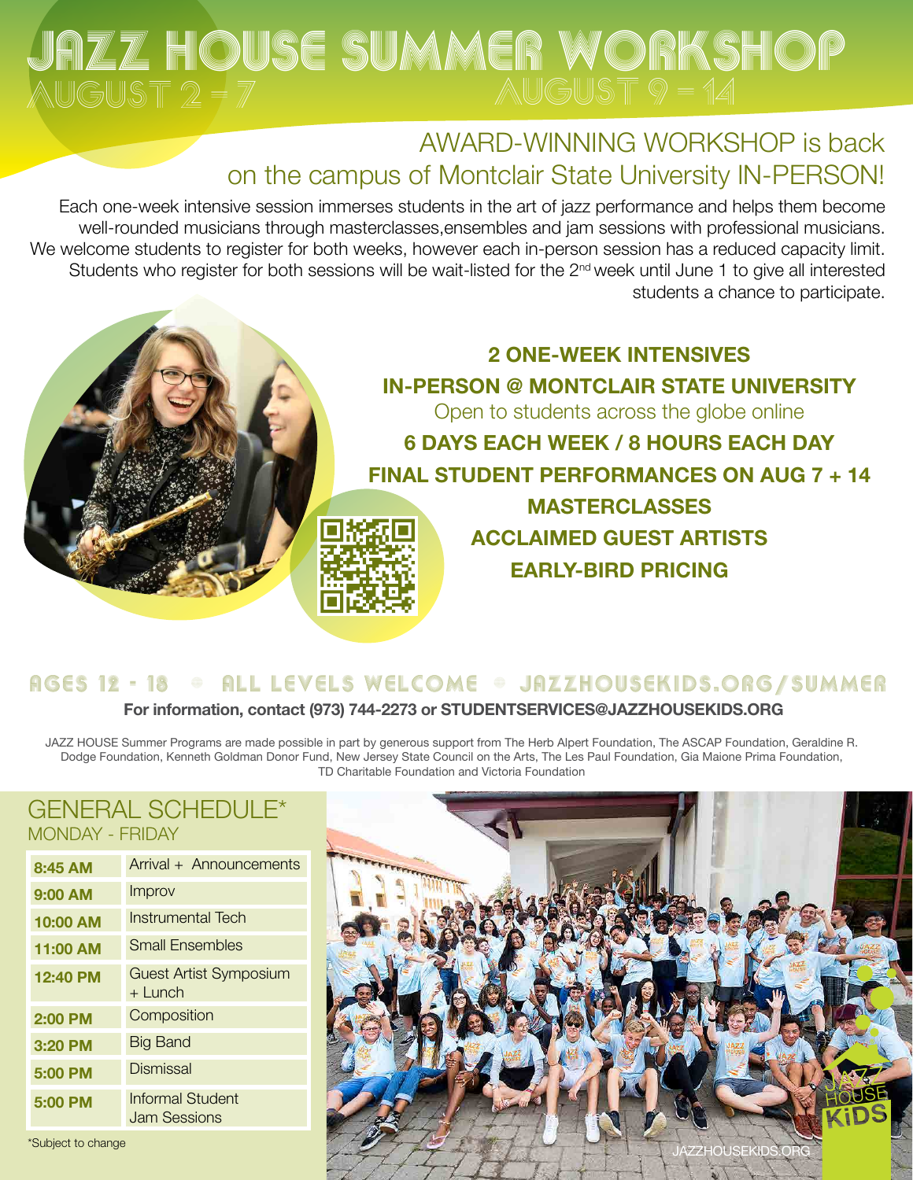# JAZZ HOUSE SUMMER WORKSHOP

AUGUST 2 – 7 AUGUST 9 – 14

## AWARD-WINNING WORKSHOP is back on the campus of Montclair State University IN-PERSON!

Each one-week intensive session immerses students in the art of jazz performance and helps them become well-rounded musicians through masterclasses,ensembles and jam sessions with professional musicians. We welcome students to register for both weeks, however each in-person session has a reduced capacity limit. Students who register for both sessions will be wait-listed for the 2nd week until June 1 to give all interested students a chance to participate.

**2 ONE-WEEK INTENSIVES**

**IN-PERSON @ MONTCLAIR STATE UNIVERSITY**

Open to students across the globe online

**6 DAYS EACH WEEK / 8 HOURS EACH DAY**

**FINAL STUDENT PERFORMANCES ON AUG 7 + 14**

**MASTERCLASSES**

**ACCLAIMED GUEST ARTISTS**

**EARLY-BIRD PRICING**

AGES 12 - 18 • ALL LEVELS WELCOME • JAZZHOUSEKIDS.ORG/SUMMER

**For information, contact (973) 744-2273 or STUDENTSERVICES@JAZZHOUSEKIDS.ORG**

JAZZ HOUSE Summer Programs are made possible in part by generous support from The Herb Alpert Foundation, The ASCAP Foundation, Geraldine R. Dodge Foundation, Kenneth Goldman Donor Fund, New Jersey State Council on the Arts, The Les Paul Foundation, Gia Maione Prima Foundation, TD Charitable Foundation and Victoria Foundation

## GENERAL SCHEDULE*

MONDAY - FRIDAY

| | |
|---|---|
| **8:45 AM** | Arrival + Announcements |
| **9:00 AM** | Improv |
| **10:00 AM** | Instrumental Tech |
| **11:00 AM** | Small Ensembles |
| **12:40 PM** | Guest Artist Symposium + Lunch |
| **2:00 PM** | Composition |
| **3:20 PM** | Big Band |
| **5:00 PM** | Dismissal |
| **5:00 PM** | Informal Student Jam Sessions |

*Subject to change

JAZZHOUSEKIDS.ORG